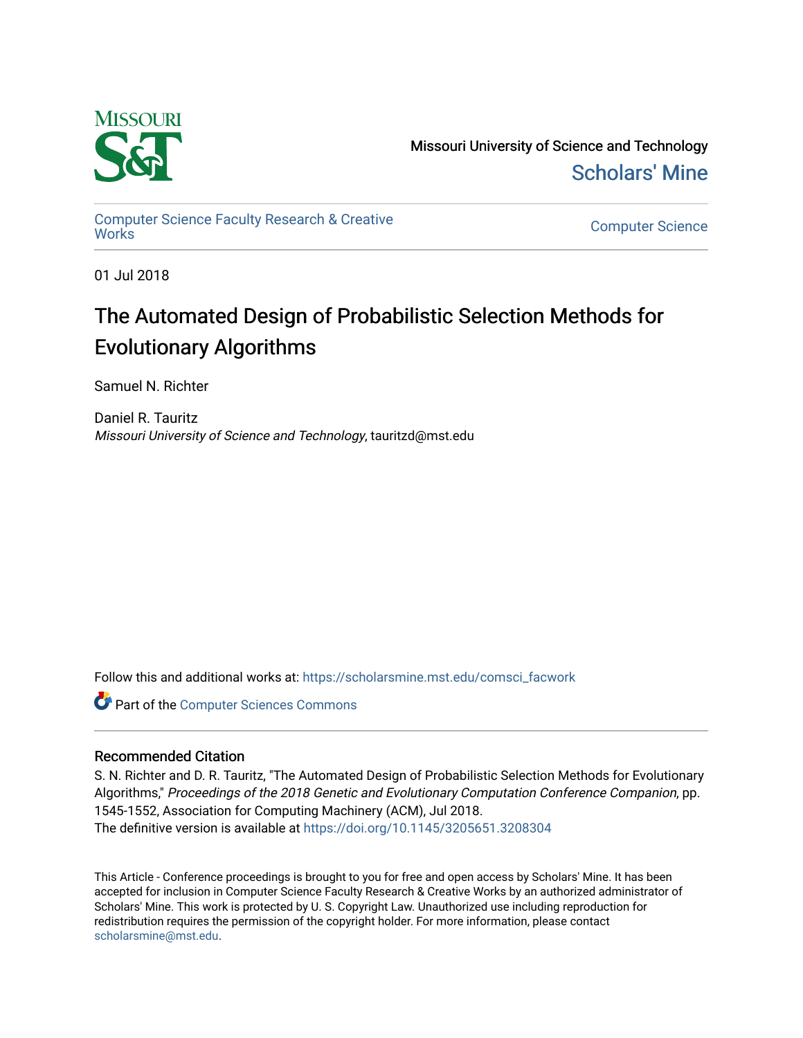Missouri University of Science and Technology

Scholars' Mine

Computer Science Faculty Research & Creative Works

Computer Science

01 Jul 2018

# The Automated Design of Probabilistic Selection Methods for Evolutionary Algorithms

Samuel N. Richter

Daniel R. Tauritz
*Missouri University of Science and Technology*, tauritzd@mst.edu

Follow this and additional works at: https://scholarsmine.mst.edu/comsci_facwork

Part of the Computer Sciences Commons

## Recommended Citation

S. N. Richter and D. R. Tauritz, "The Automated Design of Probabilistic Selection Methods for Evolutionary Algorithms," *Proceedings of the 2018 Genetic and Evolutionary Computation Conference Companion*, pp. 1545-1552, Association for Computing Machinery (ACM), Jul 2018.
The definitive version is available at https://doi.org/10.1145/3205651.3208304

This Article - Conference proceedings is brought to you for free and open access by Scholars' Mine. It has been accepted for inclusion in Computer Science Faculty Research & Creative Works by an authorized administrator of Scholars' Mine. This work is protected by U. S. Copyright Law. Unauthorized use including reproduction for redistribution requires the permission of the copyright holder. For more information, please contact scholarsmine@mst.edu.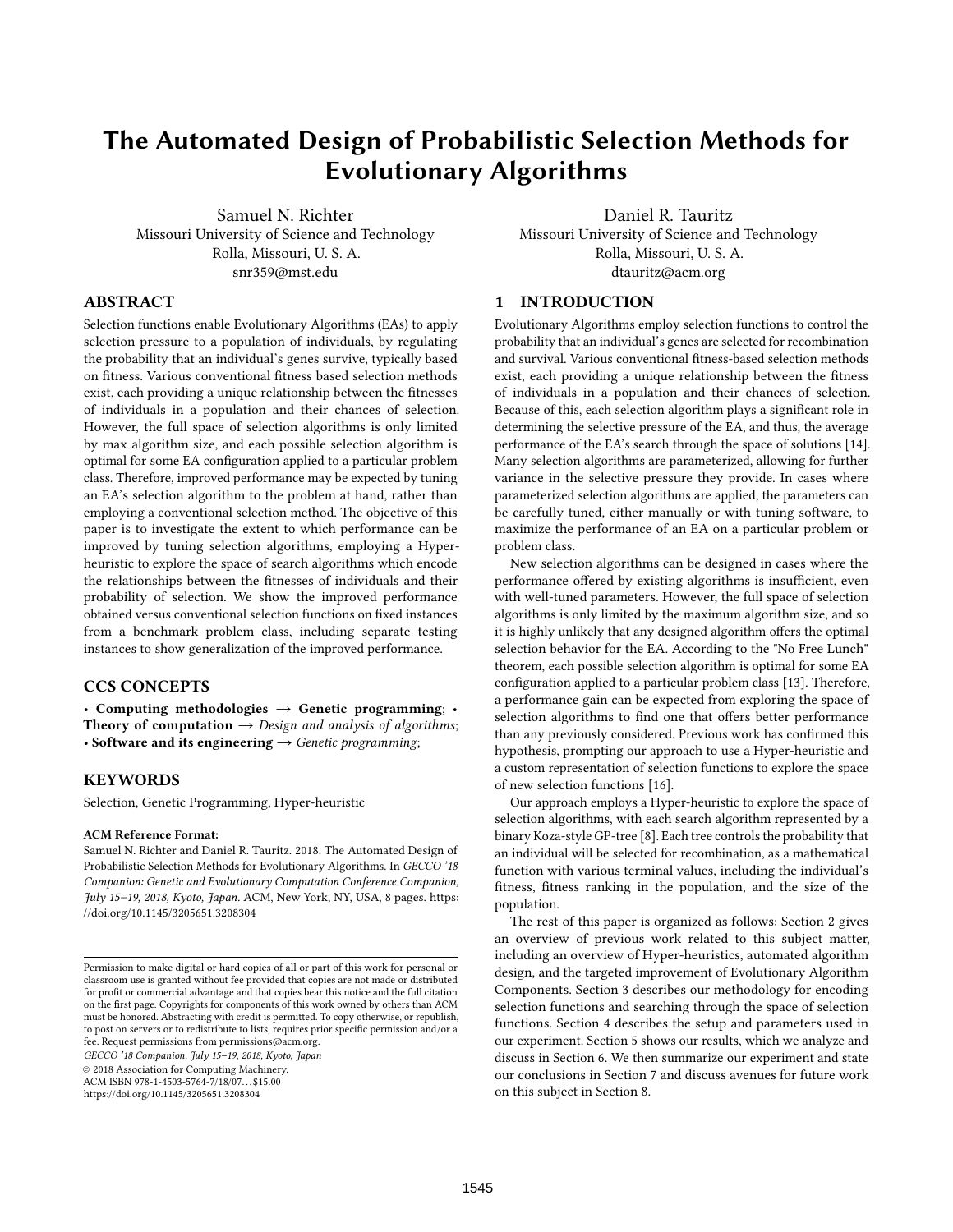# The Automated Design of Probabilistic Selection Methods for Evolutionary Algorithms

Samuel N. Richter
Missouri University of Science and Technology
Rolla, Missouri, U. S. A.
snr359@mst.edu

Daniel R. Tauritz
Missouri University of Science and Technology
Rolla, Missouri, U. S. A.
dtauritz@acm.org

## ABSTRACT

Selection functions enable Evolutionary Algorithms (EAs) to apply selection pressure to a population of individuals, by regulating the probability that an individual's genes survive, typically based on fitness. Various conventional fitness based selection methods exist, each providing a unique relationship between the fitnesses of individuals in a population and their chances of selection. However, the full space of selection algorithms is only limited by max algorithm size, and each possible selection algorithm is optimal for some EA configuration applied to a particular problem class. Therefore, improved performance may be expected by tuning an EA's selection algorithm to the problem at hand, rather than employing a conventional selection method. The objective of this paper is to investigate the extent to which performance can be improved by tuning selection algorithms, employing a Hyper-heuristic to explore the space of search algorithms which encode the relationships between the fitnesses of individuals and their probability of selection. We show the improved performance obtained versus conventional selection functions on fixed instances from a benchmark problem class, including separate testing instances to show generalization of the improved performance.

## CCS CONCEPTS

• **Computing methodologies** → **Genetic programming**; • **Theory of computation** → *Design and analysis of algorithms*; • **Software and its engineering** → *Genetic programming*;

## KEYWORDS

Selection, Genetic Programming, Hyper-heuristic

**ACM Reference Format:**

Samuel N. Richter and Daniel R. Tauritz. 2018. The Automated Design of Probabilistic Selection Methods for Evolutionary Algorithms. In *GECCO '18 Companion: Genetic and Evolutionary Computation Conference Companion, July 15–19, 2018, Kyoto, Japan.* ACM, New York, NY, USA, 8 pages. https://doi.org/10.1145/3205651.3208304

Permission to make digital or hard copies of all or part of this work for personal or classroom use is granted without fee provided that copies are not made or distributed for profit or commercial advantage and that copies bear this notice and the full citation on the first page. Copyrights for components of this work owned by others than ACM must be honored. Abstracting with credit is permitted. To copy otherwise, or republish, to post on servers or to redistribute to lists, requires prior specific permission and/or a fee. Request permissions from permissions@acm.org.

*GECCO '18 Companion, July 15–19, 2018, Kyoto, Japan*

© 2018 Association for Computing Machinery.

ACM ISBN 978-1-4503-5764-7/18/07…$15.00

https://doi.org/10.1145/3205651.3208304

## 1 INTRODUCTION

Evolutionary Algorithms employ selection functions to control the probability that an individual's genes are selected for recombination and survival. Various conventional fitness-based selection methods exist, each providing a unique relationship between the fitness of individuals in a population and their chances of selection. Because of this, each selection algorithm plays a significant role in determining the selective pressure of the EA, and thus, the average performance of the EA's search through the space of solutions [14]. Many selection algorithms are parameterized, allowing for further variance in the selective pressure they provide. In cases where parameterized selection algorithms are applied, the parameters can be carefully tuned, either manually or with tuning software, to maximize the performance of an EA on a particular problem or problem class.

New selection algorithms can be designed in cases where the performance offered by existing algorithms is insufficient, even with well-tuned parameters. However, the full space of selection algorithms is only limited by the maximum algorithm size, and so it is highly unlikely that any designed algorithm offers the optimal selection behavior for the EA. According to the "No Free Lunch" theorem, each possible selection algorithm is optimal for some EA configuration applied to a particular problem class [13]. Therefore, a performance gain can be expected from exploring the space of selection algorithms to find one that offers better performance than any previously considered. Previous work has confirmed this hypothesis, prompting our approach to use a Hyper-heuristic and a custom representation of selection functions to explore the space of new selection functions [16].

Our approach employs a Hyper-heuristic to explore the space of selection algorithms, with each search algorithm represented by a binary Koza-style GP-tree [8]. Each tree controls the probability that an individual will be selected for recombination, as a mathematical function with various terminal values, including the individual's fitness, fitness ranking in the population, and the size of the population.

The rest of this paper is organized as follows: Section 2 gives an overview of previous work related to this subject matter, including an overview of Hyper-heuristics, automated algorithm design, and the targeted improvement of Evolutionary Algorithm Components. Section 3 describes our methodology for encoding selection functions and searching through the space of selection functions. Section 4 describes the setup and parameters used in our experiment. Section 5 shows our results, which we analyze and discuss in Section 6. We then summarize our experiment and state our conclusions in Section 7 and discuss avenues for future work on this subject in Section 8.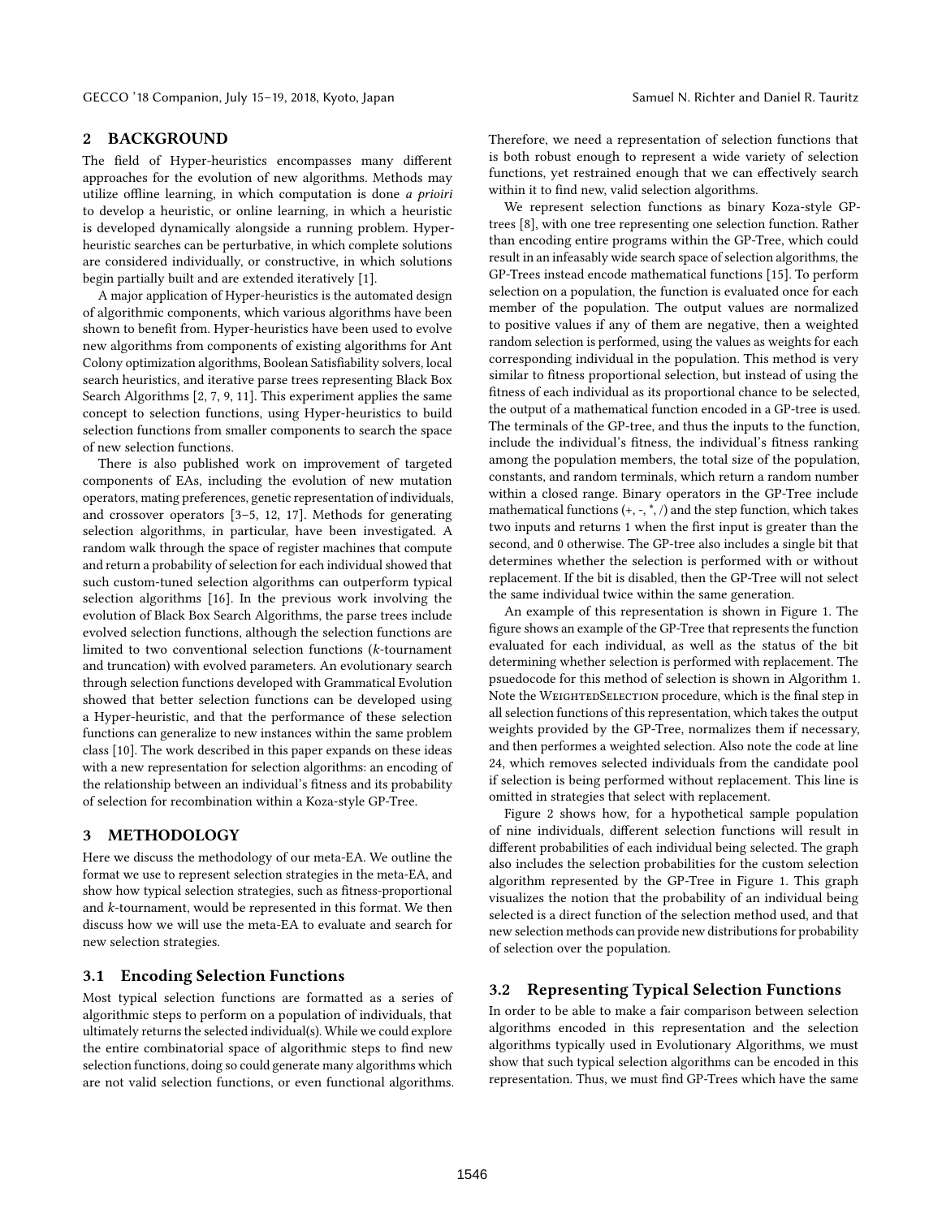## 2 BACKGROUND

The field of Hyper-heuristics encompasses many different approaches for the evolution of new algorithms. Methods may utilize offline learning, in which computation is done *a prioiri* to develop a heuristic, or online learning, in which a heuristic is developed dynamically alongside a running problem. Hyper-heuristic searches can be perturbative, in which complete solutions are considered individually, or constructive, in which solutions begin partially built and are extended iteratively [1].

A major application of Hyper-heuristics is the automated design of algorithmic components, which various algorithms have been shown to benefit from. Hyper-heuristics have been used to evolve new algorithms from components of existing algorithms for Ant Colony optimization algorithms, Boolean Satisfiability solvers, local search heuristics, and iterative parse trees representing Black Box Search Algorithms [2, 7, 9, 11]. This experiment applies the same concept to selection functions, using Hyper-heuristics to build selection functions from smaller components to search the space of new selection functions.

There is also published work on improvement of targeted components of EAs, including the evolution of new mutation operators, mating preferences, genetic representation of individuals, and crossover operators [3–5, 12, 17]. Methods for generating selection algorithms, in particular, have been investigated. A random walk through the space of register machines that compute and return a probability of selection for each individual showed that such custom-tuned selection algorithms can outperform typical selection algorithms [16]. In the previous work involving the evolution of Black Box Search Algorithms, the parse trees include evolved selection functions, although the selection functions are limited to two conventional selection functions ($k$-tournament and truncation) with evolved parameters. An evolutionary search through selection functions developed with Grammatical Evolution showed that better selection functions can be developed using a Hyper-heuristic, and that the performance of these selection functions can generalize to new instances within the same problem class [10]. The work described in this paper expands on these ideas with a new representation for selection algorithms: an encoding of the relationship between an individual's fitness and its probability of selection for recombination within a Koza-style GP-Tree.

## 3 METHODOLOGY

Here we discuss the methodology of our meta-EA. We outline the format we use to represent selection strategies in the meta-EA, and show how typical selection strategies, such as fitness-proportional and $k$-tournament, would be represented in this format. We then discuss how we will use the meta-EA to evaluate and search for new selection strategies.

### 3.1 Encoding Selection Functions

Most typical selection functions are formatted as a series of algorithmic steps to perform on a population of individuals, that ultimately returns the selected individual(s). While we could explore the entire combinatorial space of algorithmic steps to find new selection functions, doing so could generate many algorithms which are not valid selection functions, or even functional algorithms. Therefore, we need a representation of selection functions that is both robust enough to represent a wide variety of selection functions, yet restrained enough that we can effectively search within it to find new, valid selection algorithms.

We represent selection functions as binary Koza-style GP-trees [8], with one tree representing one selection function. Rather than encoding entire programs within the GP-Tree, which could result in an infeasably wide search space of selection algorithms, the GP-Trees instead encode mathematical functions [15]. To perform selection on a population, the function is evaluated once for each member of the population. The output values are normalized to positive values if any of them are negative, then a weighted random selection is performed, using the values as weights for each corresponding individual in the population. This method is very similar to fitness proportional selection, but instead of using the fitness of each individual as its proportional chance to be selected, the output of a mathematical function encoded in a GP-tree is used. The terminals of the GP-tree, and thus the inputs to the function, include the individual's fitness, the individual's fitness ranking among the population members, the total size of the population, constants, and random terminals, which return a random number within a closed range. Binary operators in the GP-Tree include mathematical functions (+, -, *, /) and the step function, which takes two inputs and returns 1 when the first input is greater than the second, and 0 otherwise. The GP-tree also includes a single bit that determines whether the selection is performed with or without replacement. If the bit is disabled, then the GP-Tree will not select the same individual twice within the same generation.

An example of this representation is shown in Figure 1. The figure shows an example of the GP-Tree that represents the function evaluated for each individual, as well as the status of the bit determining whether selection is performed with replacement. The psuedocode for this method of selection is shown in Algorithm 1. Note the WeightedSelection procedure, which is the final step in all selection functions of this representation, which takes the output weights provided by the GP-Tree, normalizes them if necessary, and then performes a weighted selection. Also note the code at line 24, which removes selected individuals from the candidate pool if selection is being performed without replacement. This line is omitted in strategies that select with replacement.

Figure 2 shows how, for a hypothetical sample population of nine individuals, different selection functions will result in different probabilities of each individual being selected. The graph also includes the selection probabilities for the custom selection algorithm represented by the GP-Tree in Figure 1. This graph visualizes the notion that the probability of an individual being selected is a direct function of the selection method used, and that new selection methods can provide new distributions for probability of selection over the population.

### 3.2 Representing Typical Selection Functions

In order to be able to make a fair comparison between selection algorithms encoded in this representation and the selection algorithms typically used in Evolutionary Algorithms, we must show that such typical selection algorithms can be encoded in this representation. Thus, we must find GP-Trees which have the same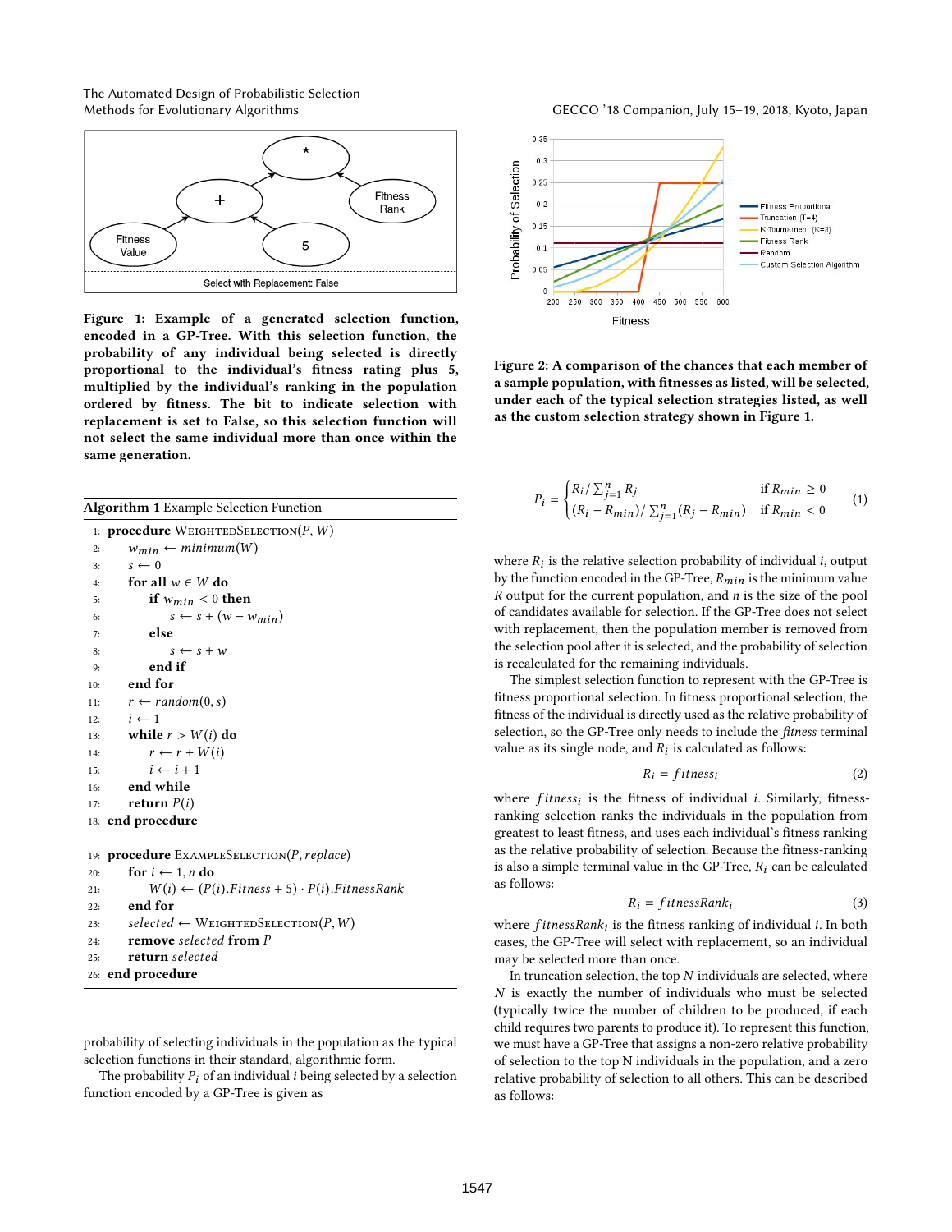**Figure 1: Example of a generated selection function, encoded in a GP-Tree. With this selection function, the probability of any individual being selected is directly proportional to the individual's fitness rating plus 5, multiplied by the individual's ranking in the population ordered by fitness. The bit to indicate selection with replacement is set to False, so this selection function will not select the same individual more than once within the same generation.**

**Algorithm 1** Example Selection Function

```
1:  procedure WeightedSelection(P, W)
2:      w_min ← minimum(W)
3:      s ← 0
4:      for all w ∈ W do
5:          if w_min < 0 then
6:              s ← s + (w − w_min)
7:          else
8:              s ← s + w
9:          end if
10:     end for
11:     r ← random(0, s)
12:     i ← 1
13:     while r > W(i) do
14:         r ← r + W(i)
15:         i ← i + 1
16:     end while
17:     return P(i)
18: end procedure

19: procedure ExampleSelection(P, replace)
20:     for i ← 1, n do
21:         W(i) ← (P(i).Fitness + 5) · P(i).FitnessRank
22:     end for
23:     selected ← WeightedSelection(P, W)
24:     remove selected from P
25:     return selected
26: end procedure
```

probability of selecting individuals in the population as the typical selection functions in their standard, algorithmic form.

The probability $P_i$ of an individual $i$ being selected by a selection function encoded by a GP-Tree is given as

**Figure 2: A comparison of the chances that each member of a sample population, with fitnesses as listed, will be selected, under each of the typical selection strategies listed, as well as the custom selection strategy shown in Figure 1.**

$$P_i = \begin{cases} R_i / \sum_{j=1}^{n} R_j & \text{if } R_{min} \geq 0 \\ (R_i - R_{min}) / \sum_{j=1}^{n} (R_j - R_{min}) & \text{if } R_{min} < 0 \end{cases} \tag{1}$$

where $R_i$ is the relative selection probability of individual $i$, output by the function encoded in the GP-Tree, $R_{min}$ is the minimum value $R$ output for the current population, and $n$ is the size of the pool of candidates available for selection. If the GP-Tree does not select with replacement, then the population member is removed from the selection pool after it is selected, and the probability of selection is recalculated for the remaining individuals.

The simplest selection function to represent with the GP-Tree is fitness proportional selection. In fitness proportional selection, the fitness of the individual is directly used as the relative probability of selection, so the GP-Tree only needs to include the *fitness* terminal value as its single node, and $R_i$ is calculated as follows:

$$R_i = fitness_i \tag{2}$$

where $fitness_i$ is the fitness of individual $i$. Similarly, fitness-ranking selection ranks the individuals in the population from greatest to least fitness, and uses each individual's fitness ranking as the relative probability of selection. Because the fitness-ranking is also a simple terminal value in the GP-Tree, $R_i$ can be calculated as follows:

$$R_i = fitnessRank_i \tag{3}$$

where $fitnessRank_i$ is the fitness ranking of individual $i$. In both cases, the GP-Tree will select with replacement, so an individual may be selected more than once.

In truncation selection, the top $N$ individuals are selected, where $N$ is exactly the number of individuals who must be selected (typically twice the number of children to be produced, if each child requires two parents to produce it). To represent this function, we must have a GP-Tree that assigns a non-zero relative probability of selection to the top N individuals in the population, and a zero relative probability of selection to all others. This can be described as follows: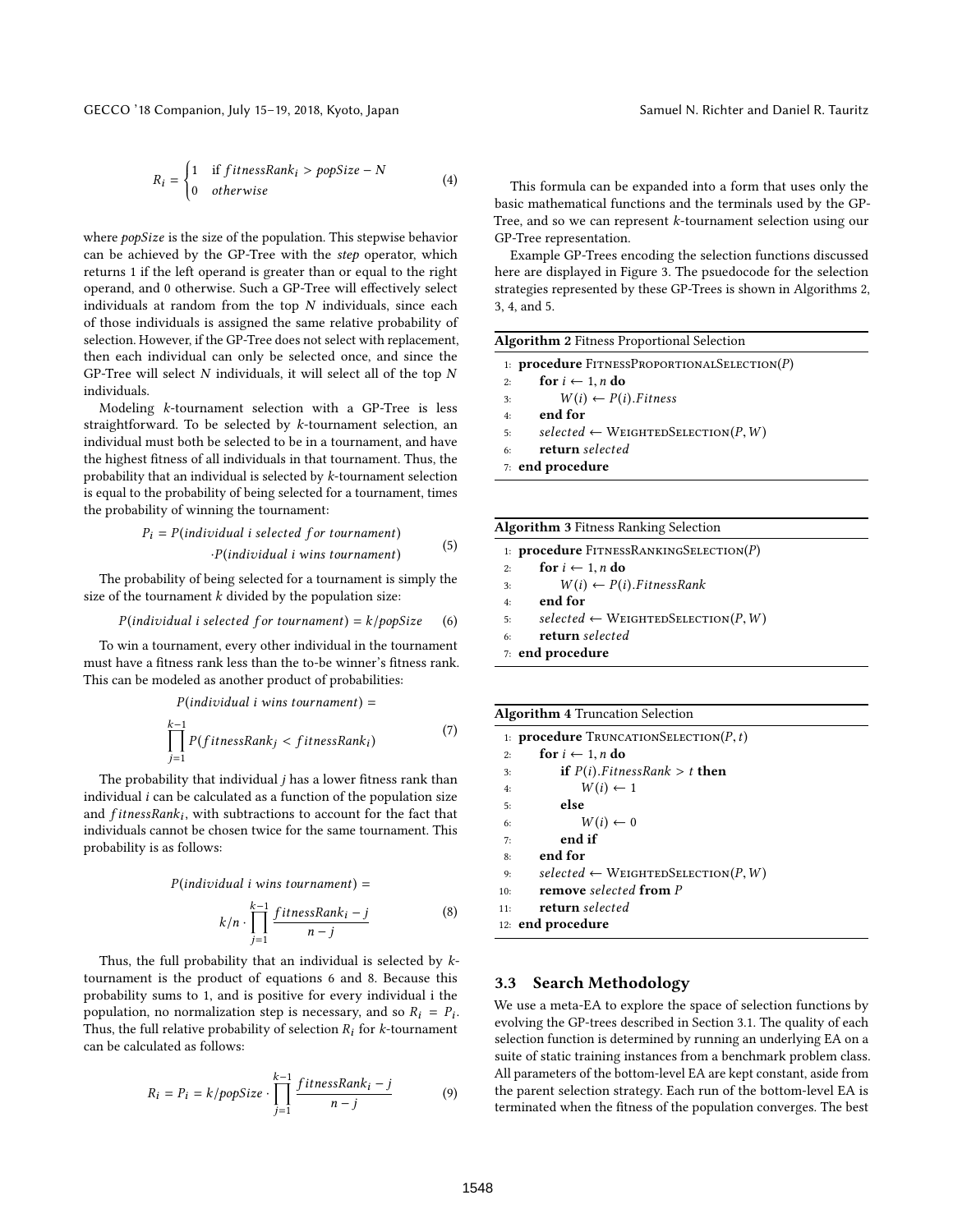$$R_i = \begin{cases} 1 & \text{if } fitnessRank_i > popSize - N \\ 0 & otherwise \end{cases} \tag{4}$$

where *popSize* is the size of the population. This stepwise behavior can be achieved by the GP-Tree with the *step* operator, which returns 1 if the left operand is greater than or equal to the right operand, and 0 otherwise. Such a GP-Tree will effectively select individuals at random from the top $N$ individuals, since each of those individuals is assigned the same relative probability of selection. However, if the GP-Tree does not select with replacement, then each individual can only be selected once, and since the GP-Tree will select $N$ individuals, it will select all of the top $N$ individuals.

Modeling $k$-tournament selection with a GP-Tree is less straightforward. To be selected by $k$-tournament selection, an individual must both be selected to be in a tournament, and have the highest fitness of all individuals in that tournament. Thus, the probability that an individual is selected by $k$-tournament selection is equal to the probability of being selected for a tournament, times the probability of winning the tournament:

$$P_i = P(individual\ i\ selected\ for\ tournament) \cdot P(individual\ i\ wins\ tournament) \tag{5}$$

The probability of being selected for a tournament is simply the size of the tournament $k$ divided by the population size:

$$P(individual\ i\ selected\ for\ tournament) = k/popSize \tag{6}$$

To win a tournament, every other individual in the tournament must have a fitness rank less than the to-be winner's fitness rank. This can be modeled as another product of probabilities:

$$P(individual\ i\ wins\ tournament) = \prod_{j=1}^{k-1} P(fitnessRank_j < fitnessRank_i) \tag{7}$$

The probability that individual $j$ has a lower fitness rank than individual $i$ can be calculated as a function of the population size and $fitnessRank_i$, with subtractions to account for the fact that individuals cannot be chosen twice for the same tournament. This probability is as follows:

$$P(individual\ i\ wins\ tournament) = k/n \cdot \prod_{j=1}^{k-1} \frac{fitnessRank_i - j}{n - j} \tag{8}$$

Thus, the full probability that an individual is selected by $k$-tournament is the product of equations 6 and 8. Because this probability sums to 1, and is positive for every individual i the population, no normalization step is necessary, and so $R_i = P_i$. Thus, the full relative probability of selection $R_i$ for $k$-tournament can be calculated as follows:

$$R_i = P_i = k/popSize \cdot \prod_{j=1}^{k-1} \frac{fitnessRank_i - j}{n - j} \tag{9}$$

This formula can be expanded into a form that uses only the basic mathematical functions and the terminals used by the GP-Tree, and so we can represent $k$-tournament selection using our GP-Tree representation.

Example GP-Trees encoding the selection functions discussed here are displayed in Figure 3. The psuedocode for the selection strategies represented by these GP-Trees is shown in Algorithms 2, 3, 4, and 5.

**Algorithm 2** Fitness Proportional Selection

```
1: procedure FitnessProportionalSelection(P)
2:     for i ← 1, n do
3:         W(i) ← P(i).Fitness
4:     end for
5:     selected ← WeightedSelection(P, W)
6:     return selected
7: end procedure
```

**Algorithm 3** Fitness Ranking Selection

```
1: procedure FitnessRankingSelection(P)
2:     for i ← 1, n do
3:         W(i) ← P(i).FitnessRank
4:     end for
5:     selected ← WeightedSelection(P, W)
6:     return selected
7: end procedure
```

**Algorithm 4** Truncation Selection

```
1: procedure TruncationSelection(P, t)
2:     for i ← 1, n do
3:         if P(i).FitnessRank > t then
4:             W(i) ← 1
5:         else
6:             W(i) ← 0
7:         end if
8:     end for
9:     selected ← WeightedSelection(P, W)
10:    remove selected from P
11:    return selected
12: end procedure
```

### 3.3 Search Methodology

We use a meta-EA to explore the space of selection functions by evolving the GP-trees described in Section 3.1. The quality of each selection function is determined by running an underlying EA on a suite of static training instances from a benchmark problem class. All parameters of the bottom-level EA are kept constant, aside from the parent selection strategy. Each run of the bottom-level EA is terminated when the fitness of the population converges. The best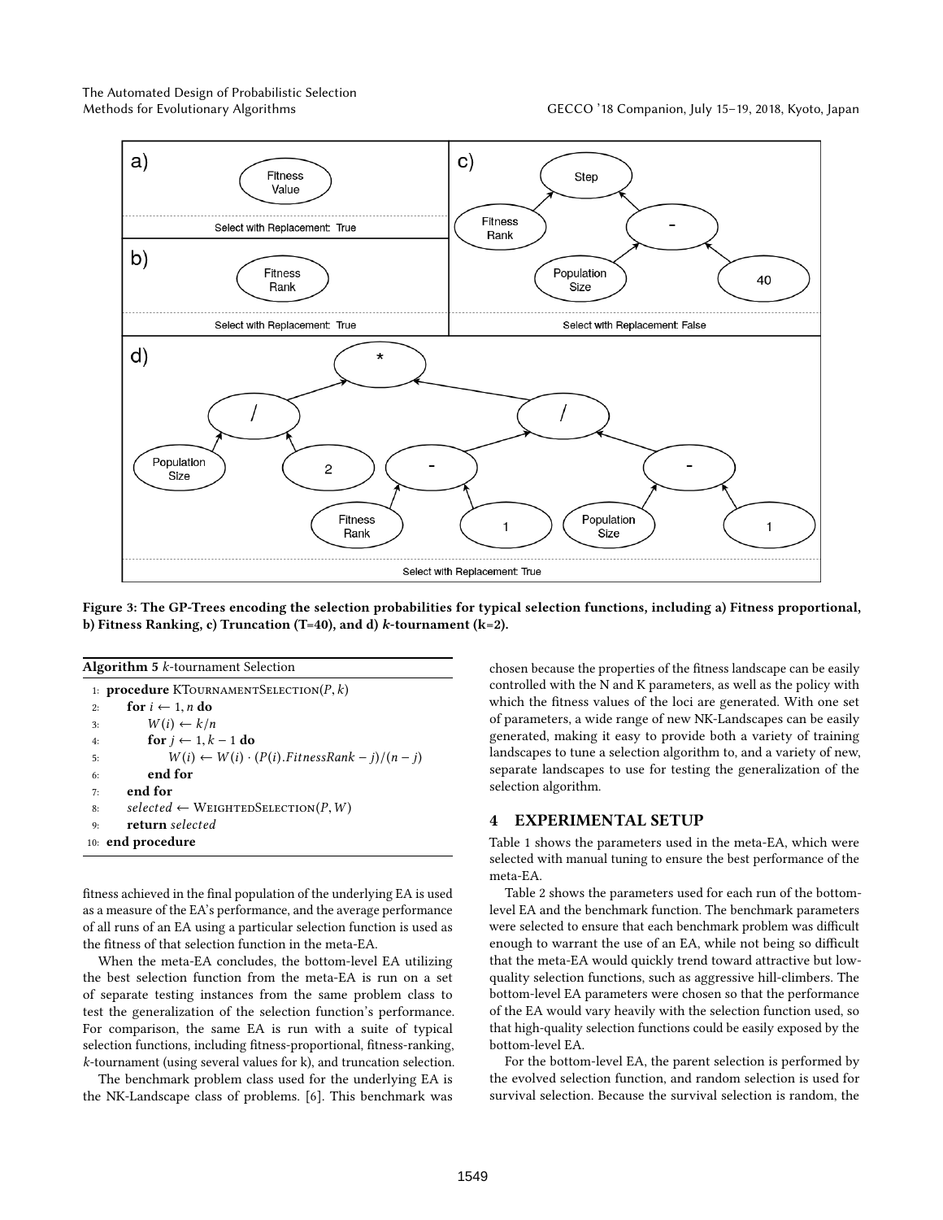Figure 3: The GP-Trees encoding the selection probabilities for typical selection functions, including a) Fitness proportional, b) Fitness Ranking, c) Truncation (T=40), and d) $k$-tournament (k=2).

**Algorithm 5** $k$-tournament Selection

```
1: procedure KTournamentSelection(P, k)
2:     for i ← 1, n do
3:         W(i) ← k/n
4:         for j ← 1, k − 1 do
5:             W(i) ← W(i) · (P(i).FitnessRank − j)/(n − j)
6:         end for
7:     end for
8:     selected ← WeightedSelection(P, W)
9:     return selected
10: end procedure
```

fitness achieved in the final population of the underlying EA is used as a measure of the EA's performance, and the average performance of all runs of an EA using a particular selection function is used as the fitness of that selection function in the meta-EA.

When the meta-EA concludes, the bottom-level EA utilizing the best selection function from the meta-EA is run on a set of separate testing instances from the same problem class to test the generalization of the selection function's performance. For comparison, the same EA is run with a suite of typical selection functions, including fitness-proportional, fitness-ranking, $k$-tournament (using several values for k), and truncation selection.

The benchmark problem class used for the underlying EA is the NK-Landscape class of problems. [6]. This benchmark was chosen because the properties of the fitness landscape can be easily controlled with the N and K parameters, as well as the policy with which the fitness values of the loci are generated. With one set of parameters, a wide range of new NK-Landscapes can be easily generated, making it easy to provide both a variety of training landscapes to tune a selection algorithm to, and a variety of new, separate landscapes to use for testing the generalization of the selection algorithm.

## 4 EXPERIMENTAL SETUP

Table 1 shows the parameters used in the meta-EA, which were selected with manual tuning to ensure the best performance of the meta-EA.

Table 2 shows the parameters used for each run of the bottom-level EA and the benchmark function. The benchmark parameters were selected to ensure that each benchmark problem was difficult enough to warrant the use of an EA, while not being so difficult that the meta-EA would quickly trend toward attractive but low-quality selection functions, such as aggressive hill-climbers. The bottom-level EA parameters were chosen so that the performance of the EA would vary heavily with the selection function used, so that high-quality selection functions could be easily exposed by the bottom-level EA.

For the bottom-level EA, the parent selection is performed by the evolved selection function, and random selection is used for survival selection. Because the survival selection is random, the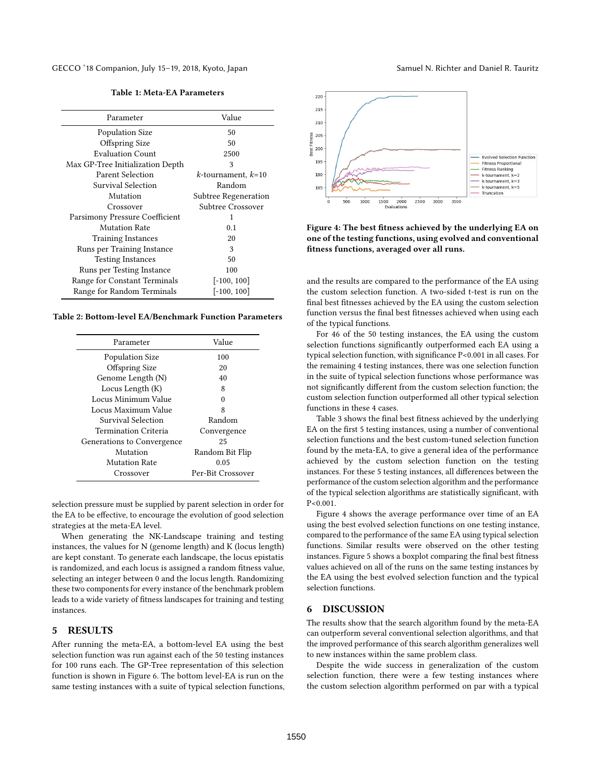**Table 1: Meta-EA Parameters**

| Parameter | Value |
| --- | --- |
| Population Size | 50 |
| Offspring Size | 50 |
| Evaluation Count | 2500 |
| Max GP-Tree Initialization Depth | 3 |
| Parent Selection | $k$-tournament, $k$=10 |
| Survival Selection | Random |
| Mutation | Subtree Regeneration |
| Crossover | Subtree Crossover |
| Parsimony Pressure Coefficient | 1 |
| Mutation Rate | 0.1 |
| Training Instances | 20 |
| Runs per Training Instance | 3 |
| Testing Instances | 50 |
| Runs per Testing Instance | 100 |
| Range for Constant Terminals | [-100, 100] |
| Range for Random Terminals | [-100, 100] |

**Table 2: Bottom-level EA/Benchmark Function Parameters**

| Parameter | Value |
| --- | --- |
| Population Size | 100 |
| Offspring Size | 20 |
| Genome Length (N) | 40 |
| Locus Length (K) | 8 |
| Locus Minimum Value | 0 |
| Locus Maximum Value | 8 |
| Survival Selection | Random |
| Termination Criteria | Convergence |
| Generations to Convergence | 25 |
| Mutation | Random Bit Flip |
| Mutation Rate | 0.05 |
| Crossover | Per-Bit Crossover |

selection pressure must be supplied by parent selection in order for the EA to be effective, to encourage the evolution of good selection strategies at the meta-EA level.

When generating the NK-Landscape training and testing instances, the values for N (genome length) and K (locus length) are kept constant. To generate each landscape, the locus epistatis is randomized, and each locus is assigned a random fitness value, selecting an integer between 0 and the locus length. Randomizing these two components for every instance of the benchmark problem leads to a wide variety of fitness landscapes for training and testing instances.

## 5 RESULTS

After running the meta-EA, a bottom-level EA using the best selection function was run against each of the 50 testing instances for 100 runs each. The GP-Tree representation of this selection function is shown in Figure 6. The bottom level-EA is run on the same testing instances with a suite of typical selection functions, and the results are compared to the performance of the EA using the custom selection function. A two-sided t-test is run on the final best fitnesses achieved by the EA using the custom selection function versus the final best fitnesses achieved when using each of the typical functions.

For 46 of the 50 testing instances, the EA using the custom selection functions significantly outperformed each EA using a typical selection function, with significance P<0.001 in all cases. For the remaining 4 testing instances, there was one selection function in the suite of typical selection functions whose performance was not significantly different from the custom selection function; the custom selection function outperformed all other typical selection functions in these 4 cases.

Table 3 shows the final best fitness achieved by the underlying EA on the first 5 testing instances, using a number of conventional selection functions and the best custom-tuned selection function found by the meta-EA, to give a general idea of the performance achieved by the custom selection function on the testing instances. For these 5 testing instances, all differences between the performance of the custom selection algorithm and the performance of the typical selection algorithms are statistically significant, with P<0.001.

Figure 4 shows the average performance over time of an EA using the best evolved selection functions on one testing instance, compared to the performance of the same EA using typical selection functions. Similar results were observed on the other testing instances. Figure 5 shows a boxplot comparing the final best fitness values achieved on all of the runs on the same testing instances by the EA using the best evolved selection function and the typical selection functions.

**Figure 4: The best fitness achieved by the underlying EA on one of the testing functions, using evolved and conventional fitness functions, averaged over all runs.**

## 6 DISCUSSION

The results show that the search algorithm found by the meta-EA can outperform several conventional selection algorithms, and that the improved performance of this search algorithm generalizes well to new instances within the same problem class.

Despite the wide success in generalization of the custom selection function, there were a few testing instances where the custom selection algorithm performed on par with a typical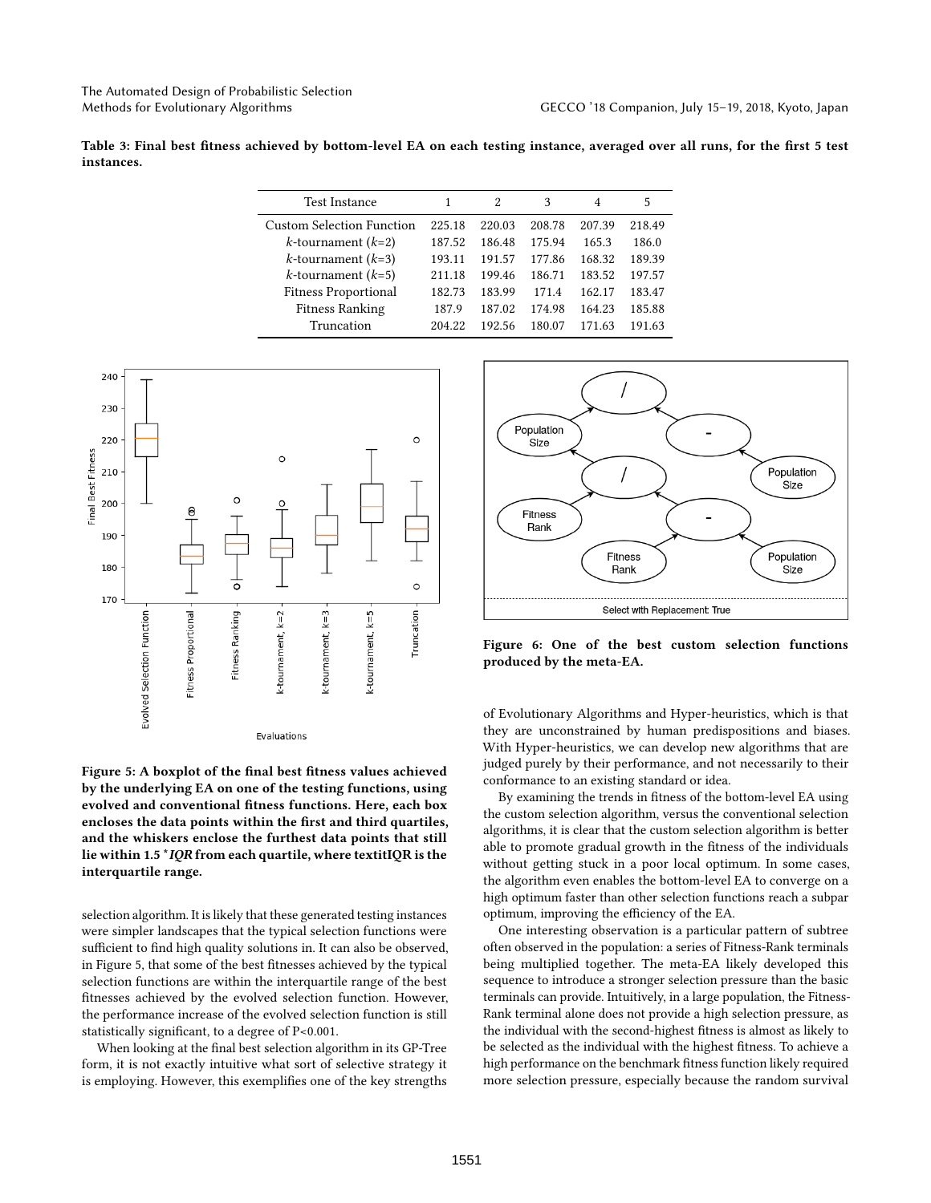Table 3: Final best fitness achieved by bottom-level EA on each testing instance, averaged over all runs, for the first 5 test instances.

| Test Instance | 1 | 2 | 3 | 4 | 5 |
|---|---|---|---|---|---|
| Custom Selection Function | 225.18 | 220.03 | 208.78 | 207.39 | 218.49 |
| $k$-tournament ($k$=2) | 187.52 | 186.48 | 175.94 | 165.3 | 186.0 |
| $k$-tournament ($k$=3) | 193.11 | 191.57 | 177.86 | 168.32 | 189.39 |
| $k$-tournament ($k$=5) | 211.18 | 199.46 | 186.71 | 183.52 | 197.57 |
| Fitness Proportional | 182.73 | 183.99 | 171.4 | 162.17 | 183.47 |
| Fitness Ranking | 187.9 | 187.02 | 174.98 | 164.23 | 185.88 |
| Truncation | 204.22 | 192.56 | 180.07 | 171.63 | 191.63 |

Final Best Fitness
240
230
220
210
200
190
180
170
Evolved Selection Function
Fitness Proportional
Fitness Ranking
k-tournament, k=2
k-tournament, k=3
k-tournament, k=5
Truncation
Evaluations

Figure 5: A boxplot of the final best fitness values achieved by the underlying EA on one of the testing functions, using evolved and conventional fitness functions. Here, each box encloses the data points within the first and third quartiles, and the whiskers enclose the furthest data points that still lie within 1.5 * *IQR* from each quartile, where textitIQR is the interquartile range.

/
Population Size
-
/
Population Size
Fitness Rank
-
Fitness Rank
Population Size
Select with Replacement: True

Figure 6: One of the best custom selection functions produced by the meta-EA.

selection algorithm. It is likely that these generated testing instances were simpler landscapes that the typical selection functions were sufficient to find high quality solutions in. It can also be observed, in Figure 5, that some of the best fitnesses achieved by the typical selection functions are within the interquartile range of the best fitnesses achieved by the evolved selection function. However, the performance increase of the evolved selection function is still statistically significant, to a degree of P<0.001.

When looking at the final best selection algorithm in its GP-Tree form, it is not exactly intuitive what sort of selective strategy it is employing. However, this exemplifies one of the key strengths of Evolutionary Algorithms and Hyper-heuristics, which is that they are unconstrained by human predispositions and biases. With Hyper-heuristics, we can develop new algorithms that are judged purely by their performance, and not necessarily to their conformance to an existing standard or idea.

By examining the trends in fitness of the bottom-level EA using the custom selection algorithm, versus the conventional selection algorithms, it is clear that the custom selection algorithm is better able to promote gradual growth in the fitness of the individuals without getting stuck in a poor local optimum. In some cases, the algorithm even enables the bottom-level EA to converge on a high optimum faster than other selection functions reach a subpar optimum, improving the efficiency of the EA.

One interesting observation is a particular pattern of subtree often observed in the population: a series of Fitness-Rank terminals being multiplied together. The meta-EA likely developed this sequence to introduce a stronger selection pressure than the basic terminals can provide. Intuitively, in a large population, the Fitness-Rank terminal alone does not provide a high selection pressure, as the individual with the second-highest fitness is almost as likely to be selected as the individual with the highest fitness. To achieve a high performance on the benchmark fitness function likely required more selection pressure, especially because the random survival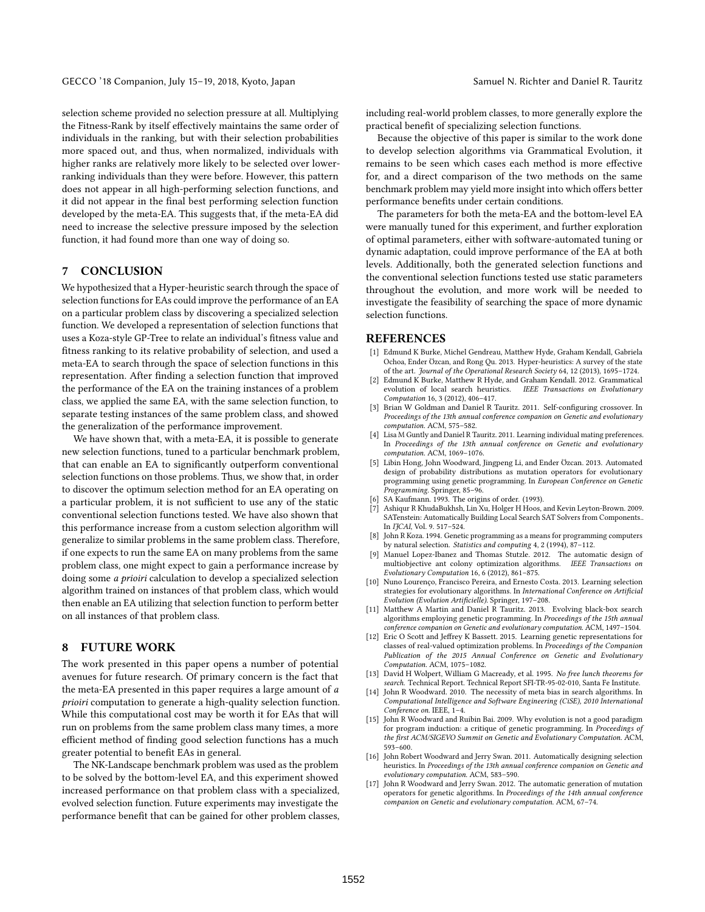selection scheme provided no selection pressure at all. Multiplying the Fitness-Rank by itself effectively maintains the same order of individuals in the ranking, but with their selection probabilities more spaced out, and thus, when normalized, individuals with higher ranks are relatively more likely to be selected over lower-ranking individuals than they were before. However, this pattern does not appear in all high-performing selection functions, and it did not appear in the final best performing selection function developed by the meta-EA. This suggests that, if the meta-EA did need to increase the selective pressure imposed by the selection function, it had found more than one way of doing so.

## 7 CONCLUSION

We hypothesized that a Hyper-heuristic search through the space of selection functions for EAs could improve the performance of an EA on a particular problem class by discovering a specialized selection function. We developed a representation of selection functions that uses a Koza-style GP-Tree to relate an individual's fitness value and fitness ranking to its relative probability of selection, and used a meta-EA to search through the space of selection functions in this representation. After finding a selection function that improved the performance of the EA on the training instances of a problem class, we applied the same EA, with the same selection function, to separate testing instances of the same problem class, and showed the generalization of the performance improvement.

We have shown that, with a meta-EA, it is possible to generate new selection functions, tuned to a particular benchmark problem, that can enable an EA to significantly outperform conventional selection functions on those problems. Thus, we show that, in order to discover the optimum selection method for an EA operating on a particular problem, it is not sufficient to use any of the static conventional selection functions tested. We have also shown that this performance increase from a custom selection algorithm will generalize to similar problems in the same problem class. Therefore, if one expects to run the same EA on many problems from the same problem class, one might expect to gain a performance increase by doing some *a prioiri* calculation to develop a specialized selection algorithm trained on instances of that problem class, which would then enable an EA utilizing that selection function to perform better on all instances of that problem class.

## 8 FUTURE WORK

The work presented in this paper opens a number of potential avenues for future research. Of primary concern is the fact that the meta-EA presented in this paper requires a large amount of *a prioiri* computation to generate a high-quality selection function. While this computational cost may be worth it for EAs that will run on problems from the same problem class many times, a more efficient method of finding good selection functions has a much greater potential to benefit EAs in general.

The NK-Landscape benchmark problem was used as the problem to be solved by the bottom-level EA, and this experiment showed increased performance on that problem class with a specialized, evolved selection function. Future experiments may investigate the performance benefit that can be gained for other problem classes, including real-world problem classes, to more generally explore the practical benefit of specializing selection functions.

Because the objective of this paper is similar to the work done to develop selection algorithms via Grammatical Evolution, it remains to be seen which cases each method is more effective for, and a direct comparison of the two methods on the same benchmark problem may yield more insight into which offers better performance benefits under certain conditions.

The parameters for both the meta-EA and the bottom-level EA were manually tuned for this experiment, and further exploration of optimal parameters, either with software-automated tuning or dynamic adaptation, could improve performance of the EA at both levels. Additionally, both the generated selection functions and the conventional selection functions tested use static parameters throughout the evolution, and more work will be needed to investigate the feasibility of searching the space of more dynamic selection functions.

## REFERENCES

[1] Edmund K Burke, Michel Gendreau, Matthew Hyde, Graham Kendall, Gabriela Ochoa, Ender Özcan, and Rong Qu. 2013. Hyper-heuristics: A survey of the state of the art. *Journal of the Operational Research Society* 64, 12 (2013), 1695–1724.

[2] Edmund K Burke, Matthew R Hyde, and Graham Kendall. 2012. Grammatical evolution of local search heuristics. *IEEE Transactions on Evolutionary Computation* 16, 3 (2012), 406–417.

[3] Brian W Goldman and Daniel R Tauritz. 2011. Self-configuring crossover. In *Proceedings of the 13th annual conference companion on Genetic and evolutionary computation*. ACM, 575–582.

[4] Lisa M Guntly and Daniel R Tauritz. 2011. Learning individual mating preferences. In *Proceedings of the 13th annual conference on Genetic and evolutionary computation*. ACM, 1069–1076.

[5] Libin Hong, John Woodward, Jingpeng Li, and Ender Özcan. 2013. Automated design of probability distributions as mutation operators for evolutionary programming using genetic programming. In *European Conference on Genetic Programming*. Springer, 85–96.

[6] SA Kaufmann. 1993. The origins of order. (1993).

[7] Ashiqur R KhudaBukhsh, Lin Xu, Holger H Hoos, and Kevin Leyton-Brown. 2009. SATenstein: Automatically Building Local Search SAT Solvers from Components.. In *IJCAI*, Vol. 9. 517–524.

[8] John R Koza. 1994. Genetic programming as a means for programming computers by natural selection. *Statistics and computing* 4, 2 (1994), 87–112.

[9] Manuel Lopez-Ibanez and Thomas Stutzle. 2012. The automatic design of multiobjective ant colony optimization algorithms. *IEEE Transactions on Evolutionary Computation* 16, 6 (2012), 861–875.

[10] Nuno Lourenço, Francisco Pereira, and Ernesto Costa. 2013. Learning selection strategies for evolutionary algorithms. In *International Conference on Artificial Evolution (Evolution Artificielle)*. Springer, 197–208.

[11] Matthew A Martin and Daniel R Tauritz. 2013. Evolving black-box search algorithms employing genetic programming. In *Proceedings of the 15th annual conference companion on Genetic and evolutionary computation*. ACM, 1497–1504.

[12] Eric O Scott and Jeffrey K Bassett. 2015. Learning genetic representations for classes of real-valued optimization problems. In *Proceedings of the Companion Publication of the 2015 Annual Conference on Genetic and Evolutionary Computation*. ACM, 1075–1082.

[13] David H Wolpert, William G Macready, et al. 1995. *No free lunch theorems for search*. Technical Report. Technical Report SFI-TR-95-02-010, Santa Fe Institute.

[14] John R Woodward. 2010. The necessity of meta bias in search algorithms. In *Computational Intelligence and Software Engineering (CiSE), 2010 International Conference on*. IEEE, 1–4.

[15] John R Woodward and Ruibin Bai. 2009. Why evolution is not a good paradigm for program induction: a critique of genetic programming. In *Proceedings of the first ACM/SIGEVO Summit on Genetic and Evolutionary Computation*. ACM, 593–600.

[16] John Robert Woodward and Jerry Swan. 2011. Automatically designing selection heuristics. In *Proceedings of the 13th annual conference companion on Genetic and evolutionary computation*. ACM, 583–590.

[17] John R Woodward and Jerry Swan. 2012. The automatic generation of mutation operators for genetic algorithms. In *Proceedings of the 14th annual conference companion on Genetic and evolutionary computation*. ACM, 67–74.